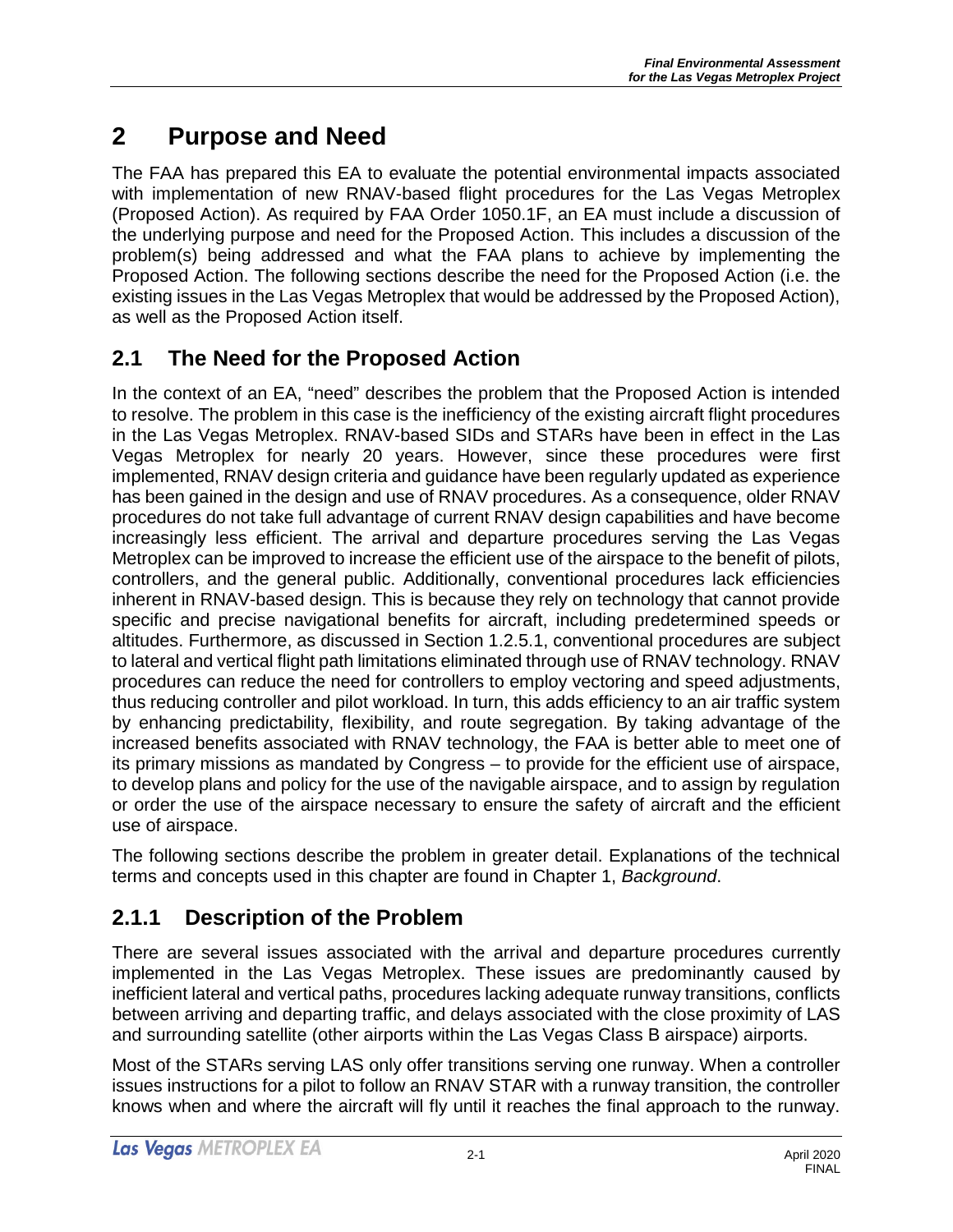# 2 Purpose and Need

The FAA has prepared this EA to evaluate the potential environmental impacts associated with implementation of new RNAV-based flight procedures for the Las Vegas Metroplex (Proposed Action). As required by FAA Order 1050.1F, an EA must include a discussion of the underlying purpose and need for the Proposed Action. This includes a discussion of the problem(s) being addressed and what the FAA plans to achieve by implementing the Proposed Action. The following sections describe the need for the Proposed Action (i.e. the existing issues in the Las Vegas Metroplex that would be addressed by the Proposed Action), as well as the Proposed Action itself.

## 2.1 The Need for the Proposed Action

In the context of an EA, "need" describes the problem that the Proposed Action is intended to resolve. The problem in this case is the inefficiency of the existing aircraft flight procedures in the Las Vegas Metroplex. RNAV-based SIDs and STARs have been in effect in the Las Vegas Metroplex for nearly 20 years. However, since these procedures were first implemented, RNAV design criteria and guidance have been regularly updated as experience has been gained in the design and use of RNAV procedures. As a consequence, older RNAV procedures do not take full advantage of current RNAV design capabilities and have become increasingly less efficient. The arrival and departure procedures serving the Las Vegas Metroplex can be improved to increase the efficient use of the airspace to the benefit of pilots, controllers, and the general public. Additionally, conventional procedures lack efficiencies inherent in RNAV-based design. This is because they rely on technology that cannot provide specific and precise navigational benefits for aircraft, including predetermined speeds or altitudes. Furthermore, as discussed in Section 1.2.5.1, conventional procedures are subject to lateral and vertical flight path limitations eliminated through use of RNAV technology. RNAV procedures can reduce the need for controllers to employ vectoring and speed adjustments, thus reducing controller and pilot workload. In turn, this adds efficiency to an air traffic system by enhancing predictability, flexibility, and route segregation. By taking advantage of the increased benefits associated with RNAV technology, the FAA is better able to meet one of its primary missions as mandated by Congress – to provide for the efficient use of airspace, to develop plans and policy for the use of the navigable airspace, and to assign by regulation or order the use of the airspace necessary to ensure the safety of aircraft and the efficient use of airspace.

The following sections describe the problem in greater detail. Explanations of the technical terms and concepts used in this chapter are found in Chapter 1, *Background*.

## 2.1.1 Description of the Problem

There are several issues associated with the arrival and departure procedures currently implemented in the Las Vegas Metroplex. These issues are predominantly caused by inefficient lateral and vertical paths, procedures lacking adequate runway transitions, conflicts between arriving and departing traffic, and delays associated with the close proximity of LAS and surrounding satellite (other airports within the Las Vegas Class B airspace) airports.

Most of the STARs serving LAS only offer transitions serving one runway. When a controller issues instructions for a pilot to follow an RNAV STAR with a runway transition, the controller knows when and where the aircraft will fly until it reaches the final approach to the runway.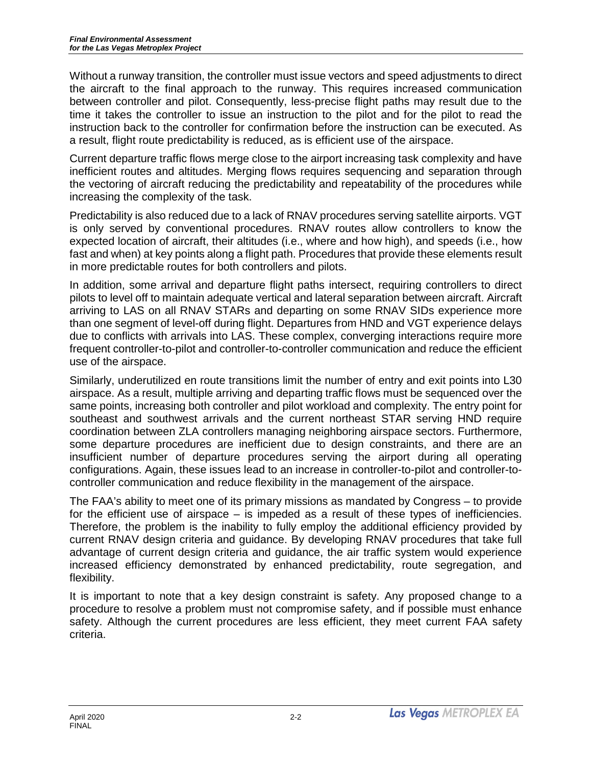Without a runway transition, the controller must issue vectors and speed adjustments to direct the aircraft to the final approach to the runway. This requires increased communication between controller and pilot. Consequently, less-precise flight paths may result due to the time it takes the controller to issue an instruction to the pilot and for the pilot to read the instruction back to the controller for confirmation before the instruction can be executed. As a result, flight route predictability is reduced, as is efficient use of the airspace.

Current departure traffic flows merge close to the airport increasing task complexity and have inefficient routes and altitudes. Merging flows requires sequencing and separation through the vectoring of aircraft reducing the predictability and repeatability of the procedures while increasing the complexity of the task.

Predictability is also reduced due to a lack of RNAV procedures serving satellite airports. VGT is only served by conventional procedures. RNAV routes allow controllers to know the expected location of aircraft, their altitudes (i.e., where and how high), and speeds (i.e., how fast and when) at key points along a flight path. Procedures that provide these elements result in more predictable routes for both controllers and pilots.

In addition, some arrival and departure flight paths intersect, requiring controllers to direct pilots to level off to maintain adequate vertical and lateral separation between aircraft. Aircraft arriving to LAS on all RNAV STARs and departing on some RNAV SIDs experience more than one segment of level-off during flight. Departures from HND and VGT experience delays due to conflicts with arrivals into LAS. These complex, converging interactions require more frequent controller-to-pilot and controller-to-controller communication and reduce the efficient use of the airspace.

Similarly, underutilized en route transitions limit the number of entry and exit points into L30 airspace. As a result, multiple arriving and departing traffic flows must be sequenced over the same points, increasing both controller and pilot workload and complexity. The entry point for southeast and southwest arrivals and the current northeast STAR serving HND require coordination between ZLA controllers managing neighboring airspace sectors. Furthermore, some departure procedures are inefficient due to design constraints, and there are an insufficient number of departure procedures serving the airport during all operating configurations. Again, these issues lead to an increase in controller-to-pilot and controller-to-controller communication and reduce flexibility in the management of the airspace.

The FAA's ability to meet one of its primary missions as mandated by Congress – to provide for the efficient use of airspace – is impeded as a result of these types of inefficiencies. Therefore, the problem is the inability to fully employ the additional efficiency provided by current RNAV design criteria and guidance. By developing RNAV procedures that take full advantage of current design criteria and guidance, the air traffic system would experience increased efficiency demonstrated by enhanced predictability, route segregation, and flexibility.

It is important to note that a key design constraint is safety. Any proposed change to a procedure to resolve a problem must not compromise safety, and if possible must enhance safety. Although the current procedures are less efficient, they meet current FAA safety criteria.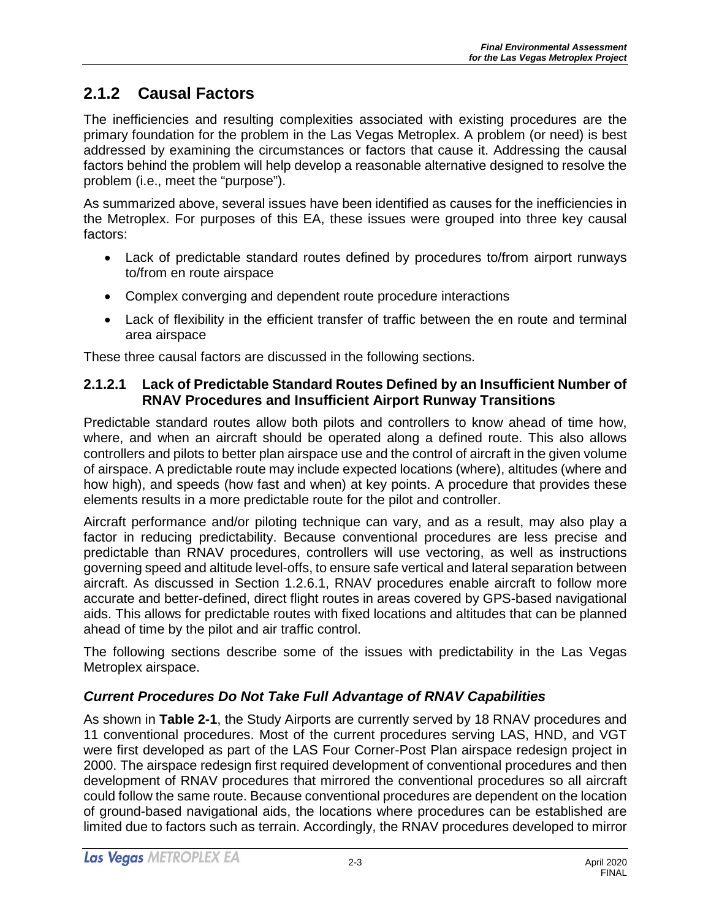## 2.1.2 Causal Factors

The inefficiencies and resulting complexities associated with existing procedures are the primary foundation for the problem in the Las Vegas Metroplex. A problem (or need) is best addressed by examining the circumstances or factors that cause it. Addressing the causal factors behind the problem will help develop a reasonable alternative designed to resolve the problem (i.e., meet the "purpose").

As summarized above, several issues have been identified as causes for the inefficiencies in the Metroplex. For purposes of this EA, these issues were grouped into three key causal factors:

- Lack of predictable standard routes defined by procedures to/from airport runways to/from en route airspace
- Complex converging and dependent route procedure interactions
- Lack of flexibility in the efficient transfer of traffic between the en route and terminal area airspace

These three causal factors are discussed in the following sections.

### 2.1.2.1 Lack of Predictable Standard Routes Defined by an Insufficient Number of RNAV Procedures and Insufficient Airport Runway Transitions

Predictable standard routes allow both pilots and controllers to know ahead of time how, where, and when an aircraft should be operated along a defined route. This also allows controllers and pilots to better plan airspace use and the control of aircraft in the given volume of airspace. A predictable route may include expected locations (where), altitudes (where and how high), and speeds (how fast and when) at key points. A procedure that provides these elements results in a more predictable route for the pilot and controller.

Aircraft performance and/or piloting technique can vary, and as a result, may also play a factor in reducing predictability. Because conventional procedures are less precise and predictable than RNAV procedures, controllers will use vectoring, as well as instructions governing speed and altitude level-offs, to ensure safe vertical and lateral separation between aircraft. As discussed in Section 1.2.6.1, RNAV procedures enable aircraft to follow more accurate and better-defined, direct flight routes in areas covered by GPS-based navigational aids. This allows for predictable routes with fixed locations and altitudes that can be planned ahead of time by the pilot and air traffic control.

The following sections describe some of the issues with predictability in the Las Vegas Metroplex airspace.

#### *Current Procedures Do Not Take Full Advantage of RNAV Capabilities*

As shown in **Table 2-1**, the Study Airports are currently served by 18 RNAV procedures and 11 conventional procedures. Most of the current procedures serving LAS, HND, and VGT were first developed as part of the LAS Four Corner-Post Plan airspace redesign project in 2000. The airspace redesign first required development of conventional procedures and then development of RNAV procedures that mirrored the conventional procedures so all aircraft could follow the same route. Because conventional procedures are dependent on the location of ground-based navigational aids, the locations where procedures can be established are limited due to factors such as terrain. Accordingly, the RNAV procedures developed to mirror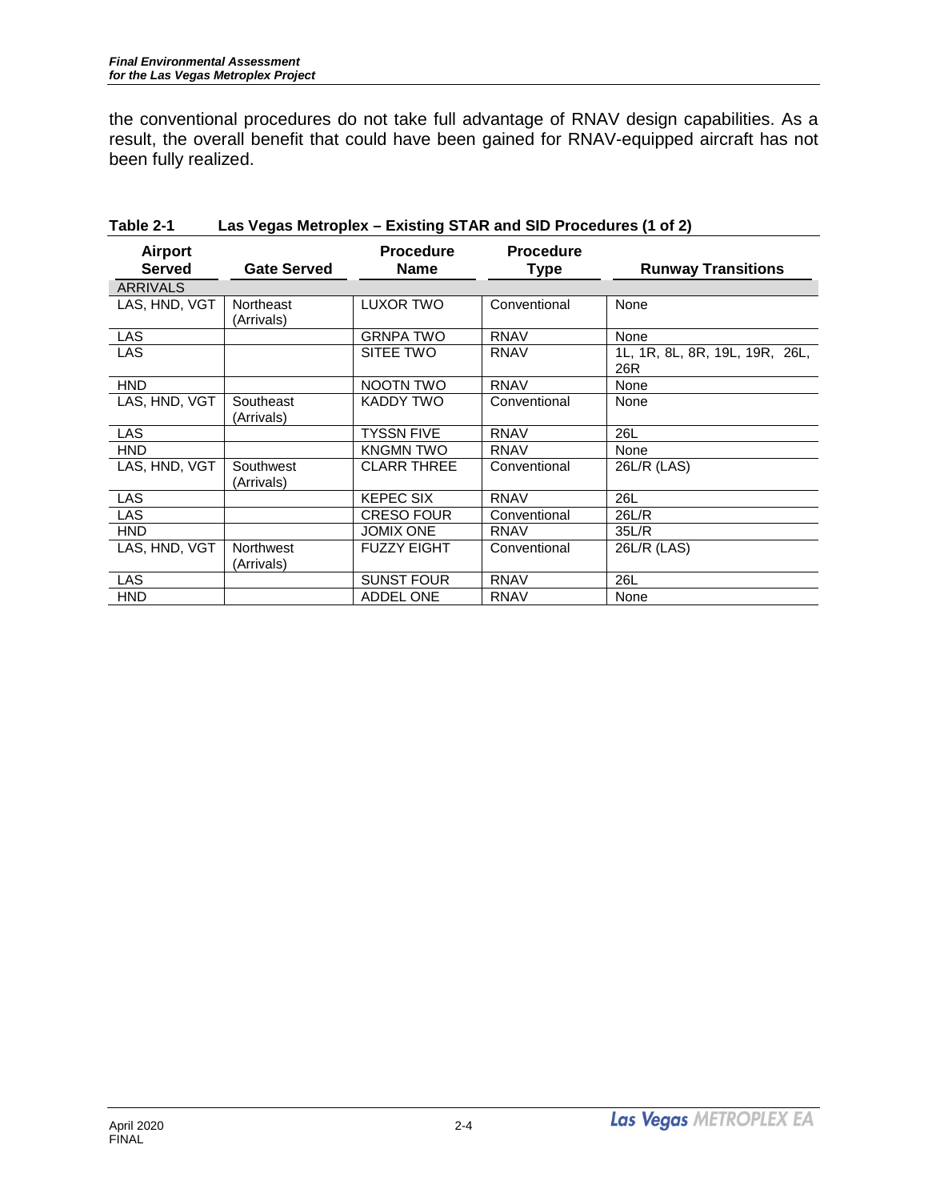the conventional procedures do not take full advantage of RNAV design capabilities. As a result, the overall benefit that could have been gained for RNAV-equipped aircraft has not been fully realized.

**Table 2-1 Las Vegas Metroplex – Existing STAR and SID Procedures (1 of 2)**

| Airport Served | Gate Served | Procedure Name | Procedure Type | Runway Transitions |
|---|---|---|---|---|
| ARRIVALS | | | | |
| LAS, HND, VGT | Northeast (Arrivals) | LUXOR TWO | Conventional | None |
| LAS | | GRNPA TWO | RNAV | None |
| LAS | | SITEE TWO | RNAV | 1L, 1R, 8L, 8R, 19L, 19R, 26L, 26R |
| HND | | NOOTN TWO | RNAV | None |
| LAS, HND, VGT | Southeast (Arrivals) | KADDY TWO | Conventional | None |
| LAS | | TYSSN FIVE | RNAV | 26L |
| HND | | KNGMN TWO | RNAV | None |
| LAS, HND, VGT | Southwest (Arrivals) | CLARR THREE | Conventional | 26L/R (LAS) |
| LAS | | KEPEC SIX | RNAV | 26L |
| LAS | | CRESO FOUR | Conventional | 26L/R |
| HND | | JOMIX ONE | RNAV | 35L/R |
| LAS, HND, VGT | Northwest (Arrivals) | FUZZY EIGHT | Conventional | 26L/R (LAS) |
| LAS | | SUNST FOUR | RNAV | 26L |
| HND | | ADDEL ONE | RNAV | None |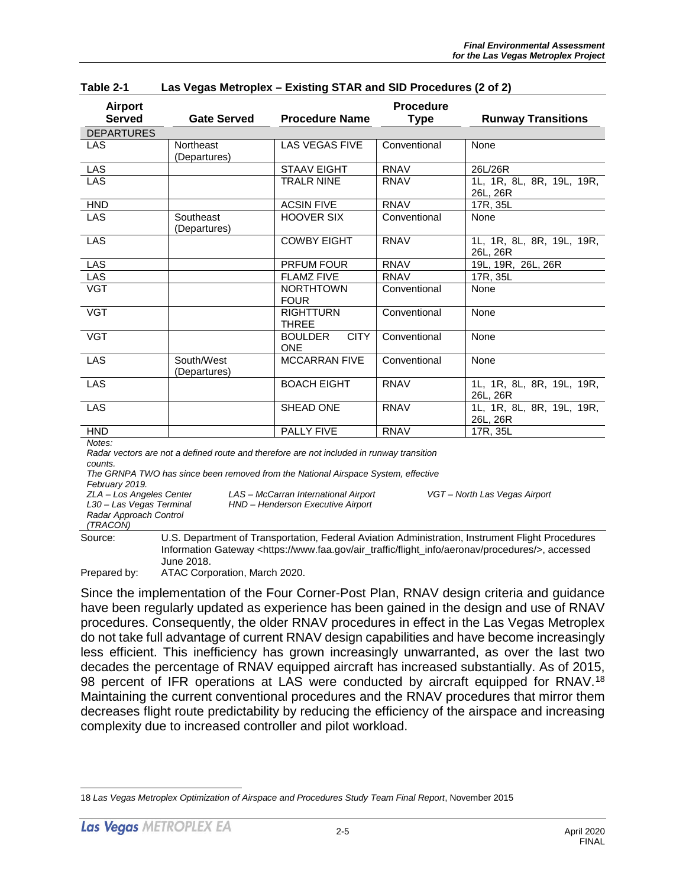**Table 2-1 Las Vegas Metroplex – Existing STAR and SID Procedures (2 of 2)**

| Airport Served | Gate Served | Procedure Name | Procedure Type | Runway Transitions |
|---|---|---|---|---|
| DEPARTURES | | | | |
| LAS | Northeast (Departures) | LAS VEGAS FIVE | Conventional | None |
| LAS | | STAAV EIGHT | RNAV | 26L/26R |
| LAS | | TRALR NINE | RNAV | 1L, 1R, 8L, 8R, 19L, 19R, 26L, 26R |
| HND | | ACSIN FIVE | RNAV | 17R, 35L |
| LAS | Southeast (Departures) | HOOVER SIX | Conventional | None |
| LAS | | COWBY EIGHT | RNAV | 1L, 1R, 8L, 8R, 19L, 19R, 26L, 26R |
| LAS | | PRFUM FOUR | RNAV | 19L, 19R, 26L, 26R |
| LAS | | FLAMZ FIVE | RNAV | 17R, 35L |
| VGT | | NORTHTOWN FOUR | Conventional | None |
| VGT | | RIGHTTURN THREE | Conventional | None |
| VGT | | BOULDER CITY ONE | Conventional | None |
| LAS | South/West (Departures) | MCCARRAN FIVE | Conventional | None |
| LAS | | BOACH EIGHT | RNAV | 1L, 1R, 8L, 8R, 19L, 19R, 26L, 26R |
| LAS | | SHEAD ONE | RNAV | 1L, 1R, 8L, 8R, 19L, 19R, 26L, 26R |
| HND | | PALLY FIVE | RNAV | 17R, 35L |

*Notes:*
*Radar vectors are not a defined route and therefore are not included in runway transition counts.*
*The GRNPA TWO has since been removed from the National Airspace System, effective February 2019.*
*ZLA – Los Angeles Center*
*L30 – Las Vegas Terminal Radar Approach Control (TRACON)*
*LAS – McCarran International Airport*
*HND – Henderson Executive Airport*
*VGT – North Las Vegas Airport*

Source: U.S. Department of Transportation, Federal Aviation Administration, Instrument Flight Procedures Information Gateway <https://www.faa.gov/air_traffic/flight_info/aeronav/procedures/>, accessed June 2018.

Prepared by: ATAC Corporation, March 2020.

Since the implementation of the Four Corner-Post Plan, RNAV design criteria and guidance have been regularly updated as experience has been gained in the design and use of RNAV procedures. Consequently, the older RNAV procedures in effect in the Las Vegas Metroplex do not take full advantage of current RNAV design capabilities and have become increasingly less efficient. This inefficiency has grown increasingly unwarranted, as over the last two decades the percentage of RNAV equipped aircraft has increased substantially. As of 2015, 98 percent of IFR operations at LAS were conducted by aircraft equipped for RNAV.[18] Maintaining the current conventional procedures and the RNAV procedures that mirror them decreases flight route predictability by reducing the efficiency of the airspace and increasing complexity due to increased controller and pilot workload.

---

18 *Las Vegas Metroplex Optimization of Airspace and Procedures Study Team Final Report*, November 2015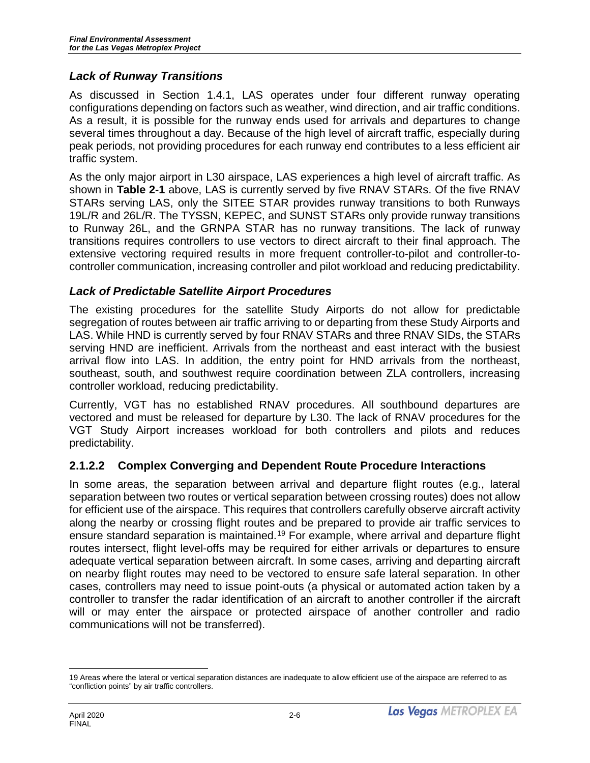### *Lack of Runway Transitions*

As discussed in Section 1.4.1, LAS operates under four different runway operating configurations depending on factors such as weather, wind direction, and air traffic conditions. As a result, it is possible for the runway ends used for arrivals and departures to change several times throughout a day. Because of the high level of aircraft traffic, especially during peak periods, not providing procedures for each runway end contributes to a less efficient air traffic system.

As the only major airport in L30 airspace, LAS experiences a high level of aircraft traffic. As shown in **Table 2-1** above, LAS is currently served by five RNAV STARs. Of the five RNAV STARs serving LAS, only the SITEE STAR provides runway transitions to both Runways 19L/R and 26L/R. The TYSSN, KEPEC, and SUNST STARs only provide runway transitions to Runway 26L, and the GRNPA STAR has no runway transitions. The lack of runway transitions requires controllers to use vectors to direct aircraft to their final approach. The extensive vectoring required results in more frequent controller-to-pilot and controller-to-controller communication, increasing controller and pilot workload and reducing predictability.

### *Lack of Predictable Satellite Airport Procedures*

The existing procedures for the satellite Study Airports do not allow for predictable segregation of routes between air traffic arriving to or departing from these Study Airports and LAS. While HND is currently served by four RNAV STARs and three RNAV SIDs, the STARs serving HND are inefficient. Arrivals from the northeast and east interact with the busiest arrival flow into LAS. In addition, the entry point for HND arrivals from the northeast, southeast, south, and southwest require coordination between ZLA controllers, increasing controller workload, reducing predictability.

Currently, VGT has no established RNAV procedures. All southbound departures are vectored and must be released for departure by L30. The lack of RNAV procedures for the VGT Study Airport increases workload for both controllers and pilots and reduces predictability.

## 2.1.2.2 Complex Converging and Dependent Route Procedure Interactions

In some areas, the separation between arrival and departure flight routes (e.g., lateral separation between two routes or vertical separation between crossing routes) does not allow for efficient use of the airspace. This requires that controllers carefully observe aircraft activity along the nearby or crossing flight routes and be prepared to provide air traffic services to ensure standard separation is maintained.[19] For example, where arrival and departure flight routes intersect, flight level-offs may be required for either arrivals or departures to ensure adequate vertical separation between aircraft. In some cases, arriving and departing aircraft on nearby flight routes may need to be vectored to ensure safe lateral separation. In other cases, controllers may need to issue point-outs (a physical or automated action taken by a controller to transfer the radar identification of an aircraft to another controller if the aircraft will or may enter the airspace or protected airspace of another controller and radio communications will not be transferred).

19 Areas where the lateral or vertical separation distances are inadequate to allow efficient use of the airspace are referred to as "confliction points" by air traffic controllers.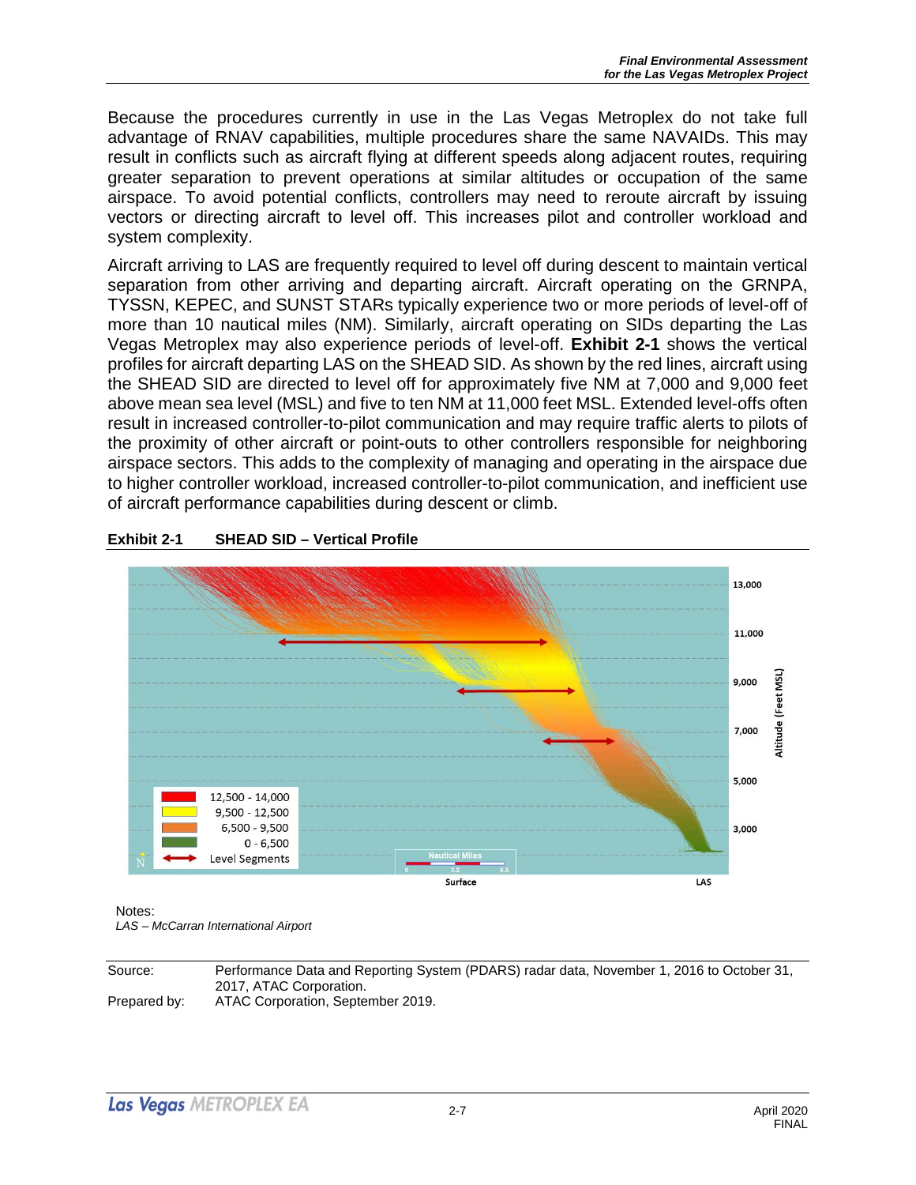Because the procedures currently in use in the Las Vegas Metroplex do not take full advantage of RNAV capabilities, multiple procedures share the same NAVAIDs. This may result in conflicts such as aircraft flying at different speeds along adjacent routes, requiring greater separation to prevent operations at similar altitudes or occupation of the same airspace. To avoid potential conflicts, controllers may need to reroute aircraft by issuing vectors or directing aircraft to level off. This increases pilot and controller workload and system complexity.

Aircraft arriving to LAS are frequently required to level off during descent to maintain vertical separation from other arriving and departing aircraft. Aircraft operating on the GRNPA, TYSSN, KEPEC, and SUNST STARs typically experience two or more periods of level-off of more than 10 nautical miles (NM). Similarly, aircraft operating on SIDs departing the Las Vegas Metroplex may also experience periods of level-off. **Exhibit 2-1** shows the vertical profiles for aircraft departing LAS on the SHEAD SID. As shown by the red lines, aircraft using the SHEAD SID are directed to level off for approximately five NM at 7,000 and 9,000 feet above mean sea level (MSL) and five to ten NM at 11,000 feet MSL. Extended level-offs often result in increased controller-to-pilot communication and may require traffic alerts to pilots of the proximity of other aircraft or point-outs to other controllers responsible for neighboring airspace sectors. This adds to the complexity of managing and operating in the airspace due to higher controller workload, increased controller-to-pilot communication, and inefficient use of aircraft performance capabilities during descent or climb.

**Exhibit 2-1 SHEAD SID – Vertical Profile**

13,000
11,000
9,000
7,000
5,000
3,000
Altitude (Feet MSL)

12,500 - 14,000
9,500 - 12,500
6,500 - 9,500
0 - 6,500
Level Segments

N

Nautical Miles
0 3.2 6.5

Surface
LAS

Notes:
*LAS – McCarran International Airport*

Source: Performance Data and Reporting System (PDARS) radar data, November 1, 2016 to October 31, 2017, ATAC Corporation.
Prepared by: ATAC Corporation, September 2019.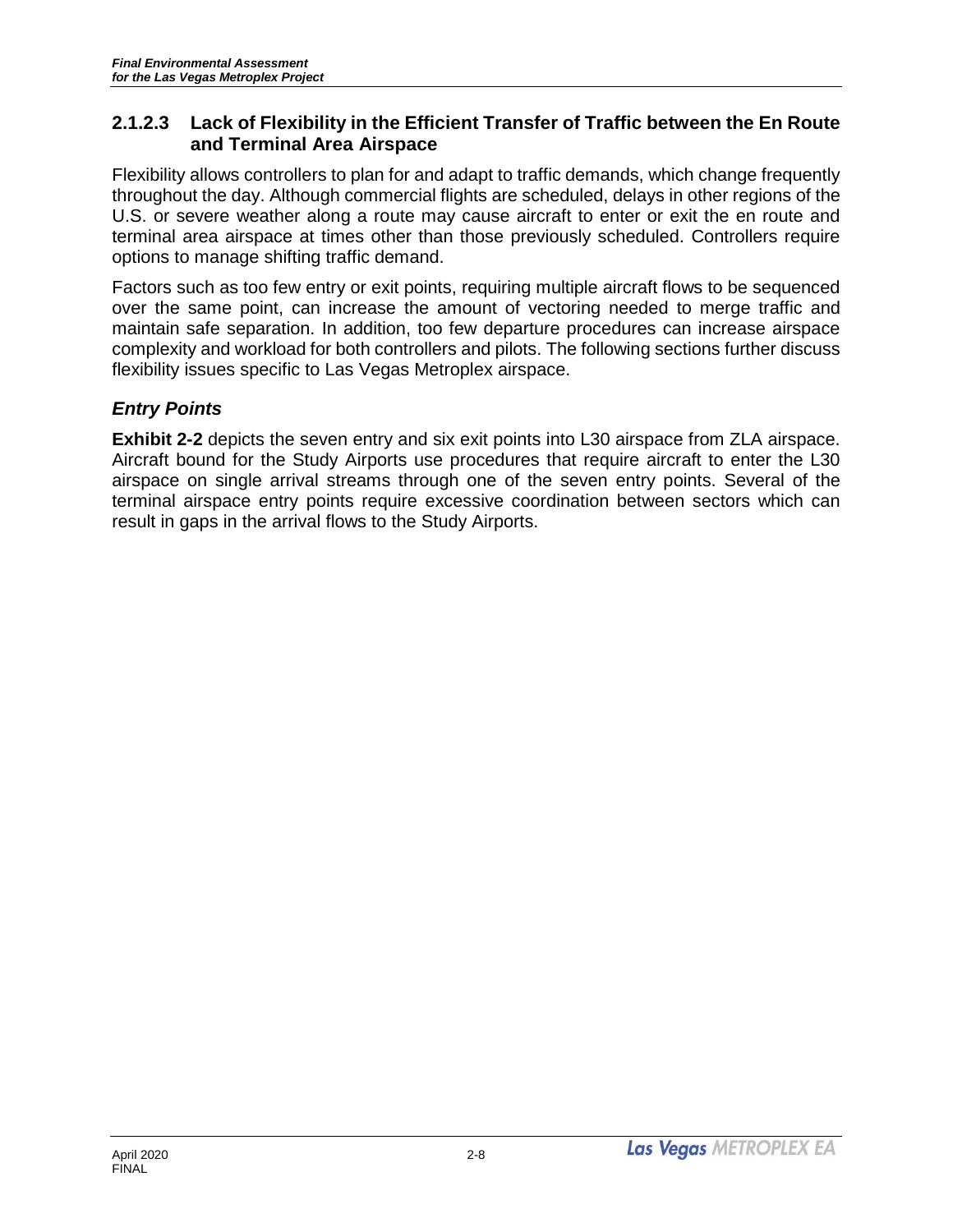### 2.1.2.3 Lack of Flexibility in the Efficient Transfer of Traffic between the En Route and Terminal Area Airspace

Flexibility allows controllers to plan for and adapt to traffic demands, which change frequently throughout the day. Although commercial flights are scheduled, delays in other regions of the U.S. or severe weather along a route may cause aircraft to enter or exit the en route and terminal area airspace at times other than those previously scheduled. Controllers require options to manage shifting traffic demand.

Factors such as too few entry or exit points, requiring multiple aircraft flows to be sequenced over the same point, can increase the amount of vectoring needed to merge traffic and maintain safe separation. In addition, too few departure procedures can increase airspace complexity and workload for both controllers and pilots. The following sections further discuss flexibility issues specific to Las Vegas Metroplex airspace.

#### *Entry Points*

**Exhibit 2-2** depicts the seven entry and six exit points into L30 airspace from ZLA airspace. Aircraft bound for the Study Airports use procedures that require aircraft to enter the L30 airspace on single arrival streams through one of the seven entry points. Several of the terminal airspace entry points require excessive coordination between sectors which can result in gaps in the arrival flows to the Study Airports.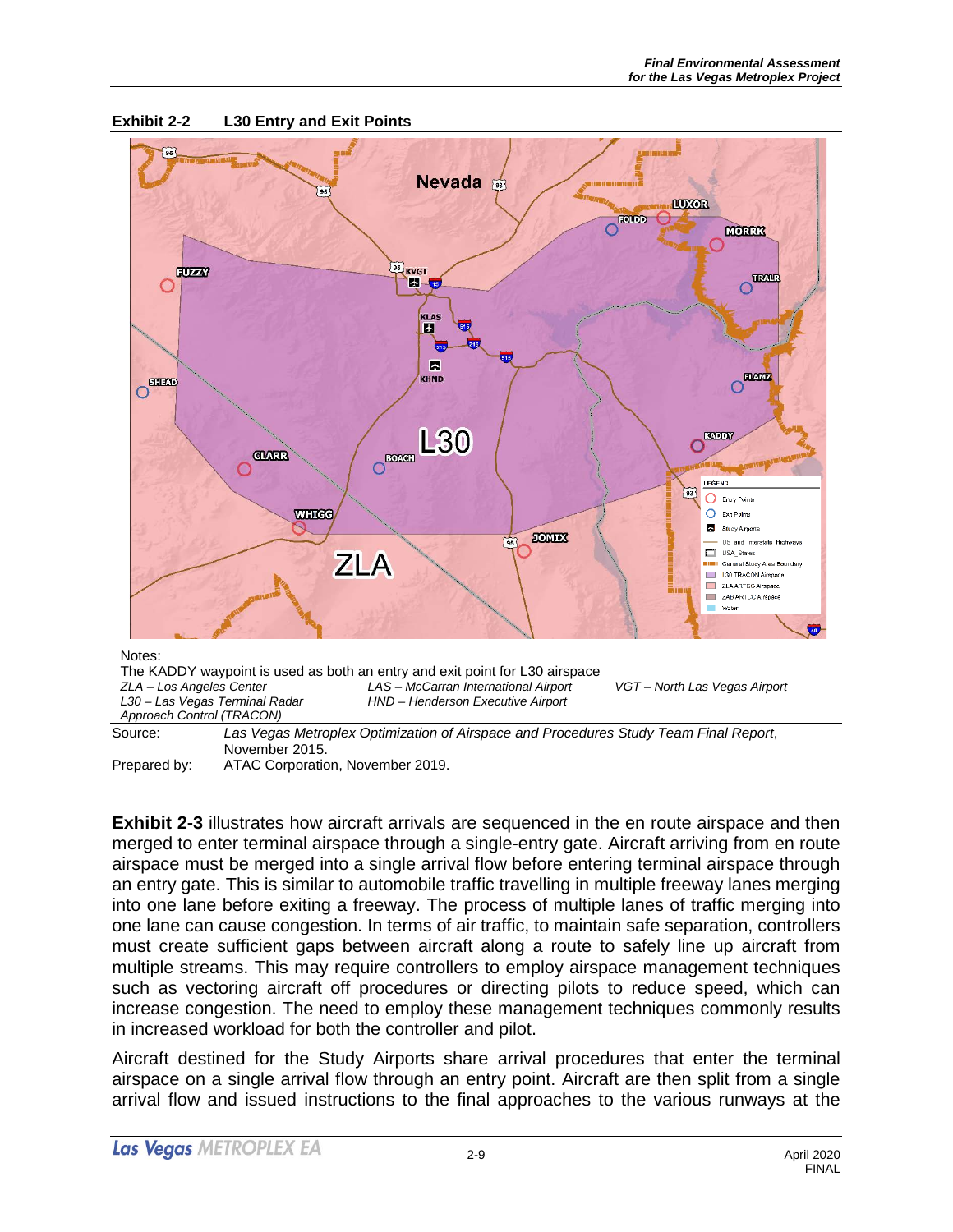**Exhibit 2-2 L30 Entry and Exit Points**

Nevada

L30

ZLA

FUZZY
SHEAD
CLARR
WHIGG
BOACH
JOMIX
KADDY
FLAMZ
TRALR
MORRK
LUXOR
FOLDD
KVGT
KLAS
KHND

LEGEND
Entry Points
Exit Points
Study Airports
US and Interstate Highways
USA_States
General Study Area Boundary
L30 TRACON Airspace
ZLA ARTCC Airspace
ZAB ARTCC Airspace
Water

Notes:
The KADDY waypoint is used as both an entry and exit point for L30 airspace
*ZLA – Los Angeles Center*
*L30 – Las Vegas Terminal Radar Approach Control (TRACON)*
*LAS – McCarran International Airport*
*HND – Henderson Executive Airport*
*VGT – North Las Vegas Airport*

Source: *Las Vegas Metroplex Optimization of Airspace and Procedures Study Team Final Report*, November 2015.
Prepared by: ATAC Corporation, November 2019.

**Exhibit 2-3** illustrates how aircraft arrivals are sequenced in the en route airspace and then merged to enter terminal airspace through a single-entry gate. Aircraft arriving from en route airspace must be merged into a single arrival flow before entering terminal airspace through an entry gate. This is similar to automobile traffic travelling in multiple freeway lanes merging into one lane before exiting a freeway. The process of multiple lanes of traffic merging into one lane can cause congestion. In terms of air traffic, to maintain safe separation, controllers must create sufficient gaps between aircraft along a route to safely line up aircraft from multiple streams. This may require controllers to employ airspace management techniques such as vectoring aircraft off procedures or directing pilots to reduce speed, which can increase congestion. The need to employ these management techniques commonly results in increased workload for both the controller and pilot.

Aircraft destined for the Study Airports share arrival procedures that enter the terminal airspace on a single arrival flow through an entry point. Aircraft are then split from a single arrival flow and issued instructions to the final approaches to the various runways at the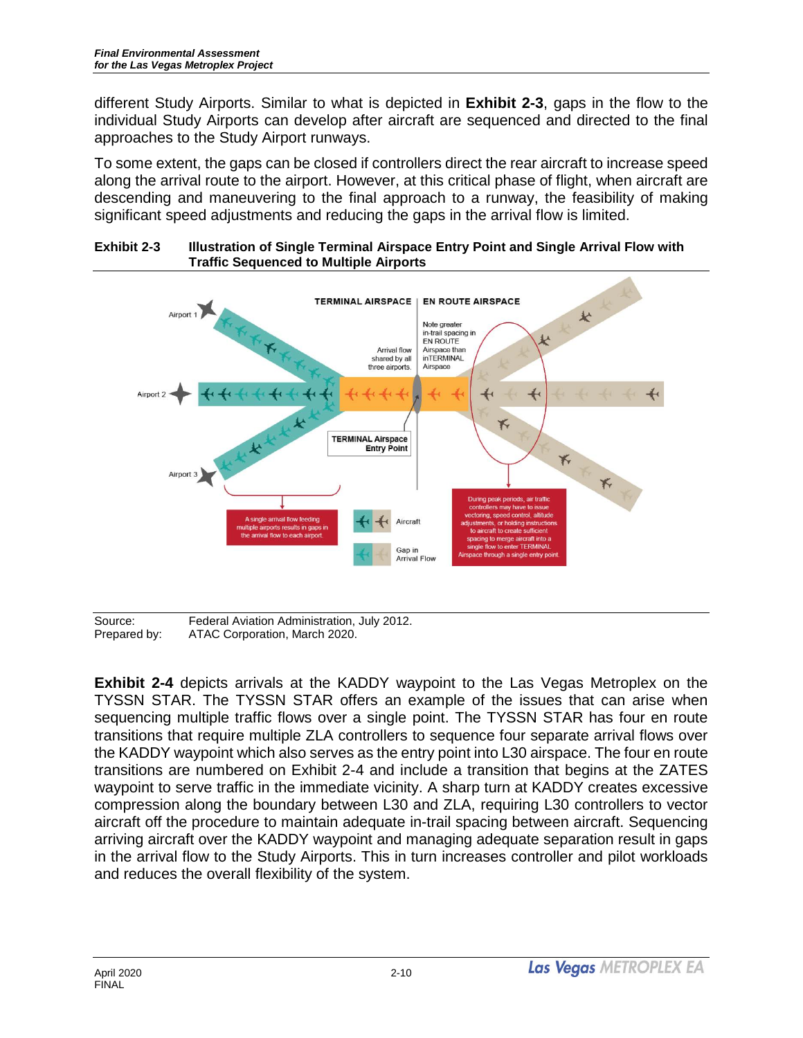different Study Airports. Similar to what is depicted in **Exhibit 2-3**, gaps in the flow to the individual Study Airports can develop after aircraft are sequenced and directed to the final approaches to the Study Airport runways.

To some extent, the gaps can be closed if controllers direct the rear aircraft to increase speed along the arrival route to the airport. However, at this critical phase of flight, when aircraft are descending and maneuvering to the final approach to a runway, the feasibility of making significant speed adjustments and reducing the gaps in the arrival flow is limited.

**Exhibit 2-3 Illustration of Single Terminal Airspace Entry Point and Single Arrival Flow with Traffic Sequenced to Multiple Airports**

TERMINAL AIRSPACE | EN ROUTE AIRSPACE

Airport 1

Airport 2

Airport 3

Arrival flow shared by all three airports.

Note greater in-trail spacing in EN ROUTE Airspace than inTERMINAL Airspace

TERMINAL Airspace Entry Point

A single arrival flow feeding multiple airports results in gaps in the arrival flow to each airport.

Aircraft

Gap in Arrival Flow

During peak periods, air traffic controllers may have to issue vectoring, speed control, altitude adjustments, or holding instructions to aircraft to create sufficient spacing to merge aircraft into a single flow to enter TERMINAL Airspace through a single entry point.

Source: Federal Aviation Administration, July 2012.
Prepared by: ATAC Corporation, March 2020.

**Exhibit 2-4** depicts arrivals at the KADDY waypoint to the Las Vegas Metroplex on the TYSSN STAR. The TYSSN STAR offers an example of the issues that can arise when sequencing multiple traffic flows over a single point. The TYSSN STAR has four en route transitions that require multiple ZLA controllers to sequence four separate arrival flows over the KADDY waypoint which also serves as the entry point into L30 airspace. The four en route transitions are numbered on Exhibit 2-4 and include a transition that begins at the ZATES waypoint to serve traffic in the immediate vicinity. A sharp turn at KADDY creates excessive compression along the boundary between L30 and ZLA, requiring L30 controllers to vector aircraft off the procedure to maintain adequate in-trail spacing between aircraft. Sequencing arriving aircraft over the KADDY waypoint and managing adequate separation result in gaps in the arrival flow to the Study Airports. This in turn increases controller and pilot workloads and reduces the overall flexibility of the system.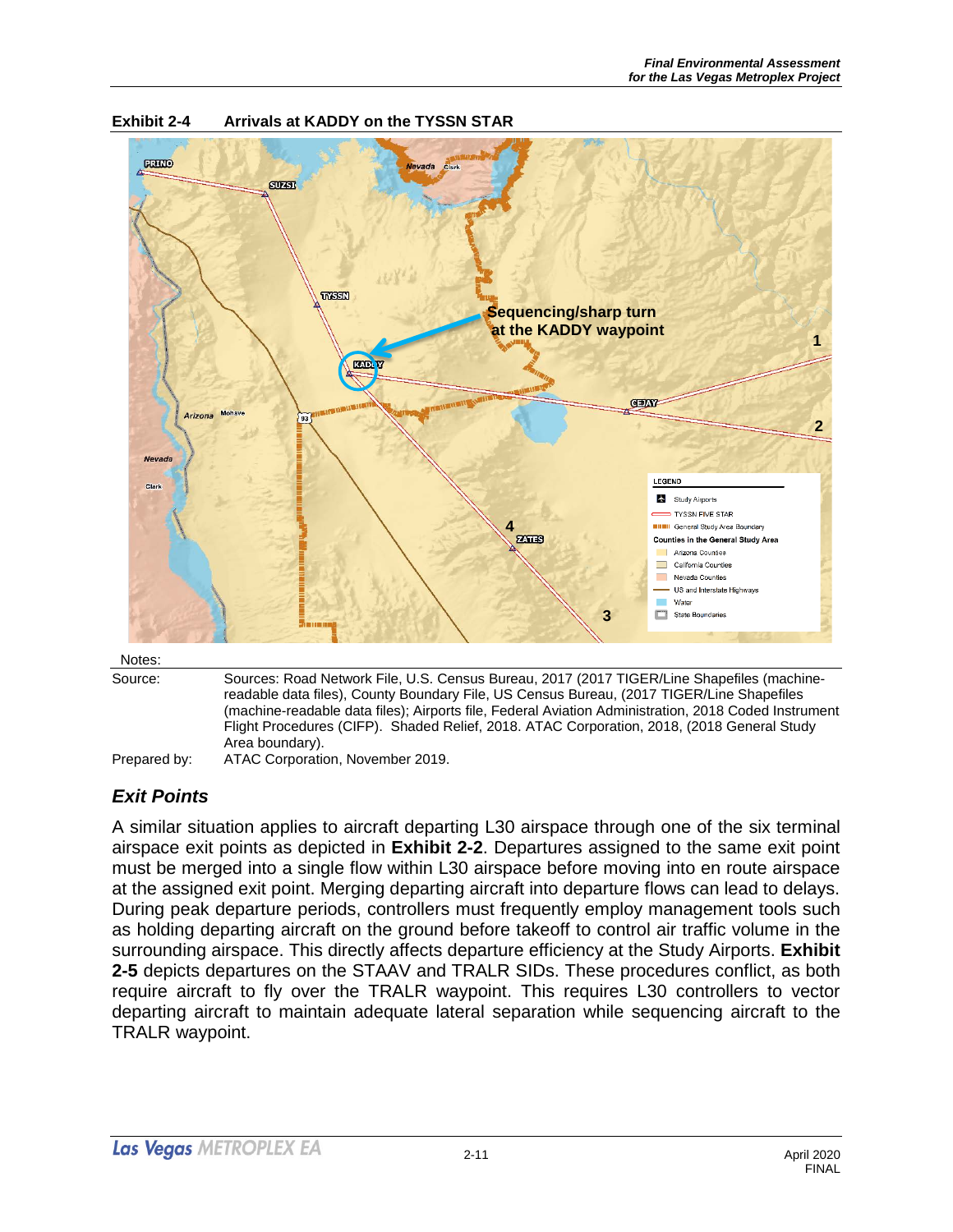**Exhibit 2-4 Arrivals at KADDY on the TYSSN STAR**

PRINO
SUZSI
Nevada Clark
TYSSN
Sequencing/sharp turn at the KADDY waypoint
1
KADDY
CEJAY
2
Arizona Mohave
93
Nevada
Clark
4
ZATES
3

LEGEND
Study Airports
TYSSN FIVE STAR
General Study Area Boundary
Counties in the General Study Area
Arizona Counties
California Counties
Nevada Counties
US and Interstate Highways
Water
State Boundaries

Notes:

Source: Sources: Road Network File, U.S. Census Bureau, 2017 (2017 TIGER/Line Shapefiles (machine-readable data files), County Boundary File, US Census Bureau, (2017 TIGER/Line Shapefiles (machine-readable data files); Airports file, Federal Aviation Administration, 2018 Coded Instrument Flight Procedures (CIFP). Shaded Relief, 2018. ATAC Corporation, 2018, (2018 General Study Area boundary).

Prepared by: ATAC Corporation, November 2019.

### *Exit Points*

A similar situation applies to aircraft departing L30 airspace through one of the six terminal airspace exit points as depicted in **Exhibit 2-2**. Departures assigned to the same exit point must be merged into a single flow within L30 airspace before moving into en route airspace at the assigned exit point. Merging departing aircraft into departure flows can lead to delays. During peak departure periods, controllers must frequently employ management tools such as holding departing aircraft on the ground before takeoff to control air traffic volume in the surrounding airspace. This directly affects departure efficiency at the Study Airports. **Exhibit 2-5** depicts departures on the STAAV and TRALR SIDs. These procedures conflict, as both require aircraft to fly over the TRALR waypoint. This requires L30 controllers to vector departing aircraft to maintain adequate lateral separation while sequencing aircraft to the TRALR waypoint.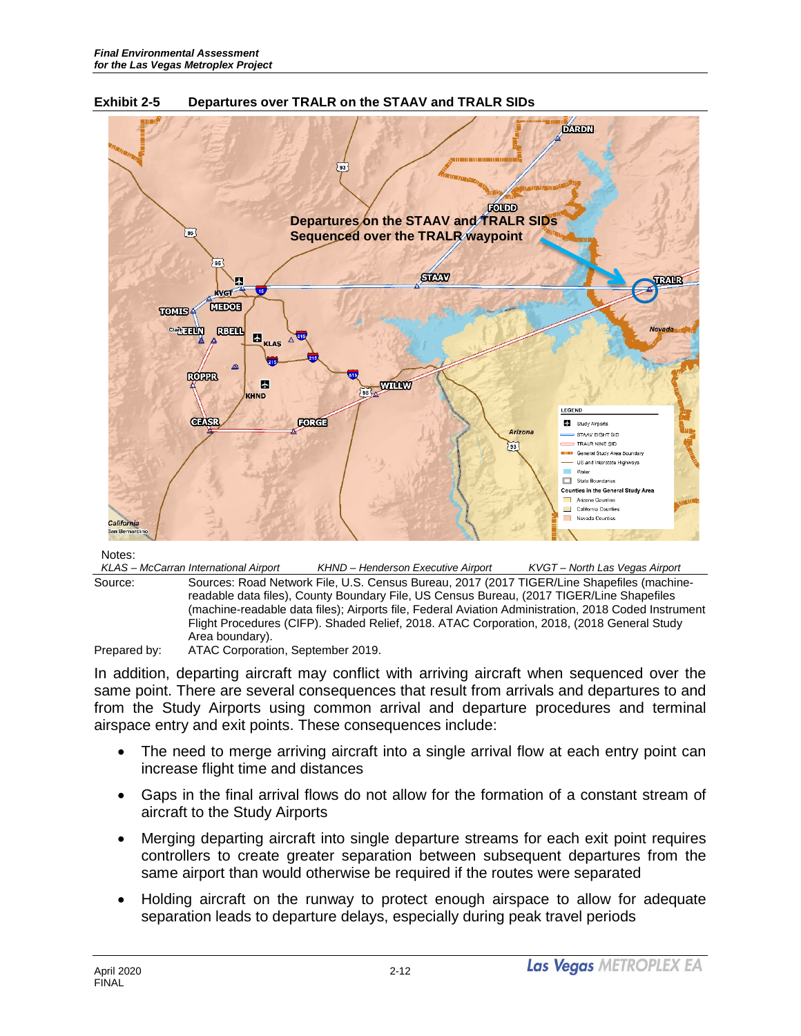**Exhibit 2-5 Departures over TRALR on the STAAV and TRALR SIDs**

Departures on the STAAV and TRALR SIDs
Sequenced over the TRALR waypoint

DARDN
FOLDD
STAAV
TRALR
KVGT
MEDOE
TOMIS
Clark
EELN
RBELL
KLAS
ROPPR
KHND
WILLW
CEASR
FORGE
Nevada
Arizona
California
San Bernardino

LEGEND
Study Airports
STAAV EIGHT SID
TRALR NINE SID
General Study Area Boundary
US and Interstate Highways
Water
State Boundaries
Counties in the General Study Area
Arizona Counties
California Counties
Nevada Counties

Notes:
*KLAS – McCarran International Airport* *KHND – Henderson Executive Airport* *KVGT – North Las Vegas Airport*

Source: Sources: Road Network File, U.S. Census Bureau, 2017 (2017 TIGER/Line Shapefiles (machine-readable data files), County Boundary File, US Census Bureau, (2017 TIGER/Line Shapefiles (machine-readable data files); Airports file, Federal Aviation Administration, 2018 Coded Instrument Flight Procedures (CIFP). Shaded Relief, 2018. ATAC Corporation, 2018, (2018 General Study Area boundary).

Prepared by: ATAC Corporation, September 2019.

In addition, departing aircraft may conflict with arriving aircraft when sequenced over the same point. There are several consequences that result from arrivals and departures to and from the Study Airports using common arrival and departure procedures and terminal airspace entry and exit points. These consequences include:

- The need to merge arriving aircraft into a single arrival flow at each entry point can increase flight time and distances
- Gaps in the final arrival flows do not allow for the formation of a constant stream of aircraft to the Study Airports
- Merging departing aircraft into single departure streams for each exit point requires controllers to create greater separation between subsequent departures from the same airport than would otherwise be required if the routes were separated
- Holding aircraft on the runway to protect enough airspace to allow for adequate separation leads to departure delays, especially during peak travel periods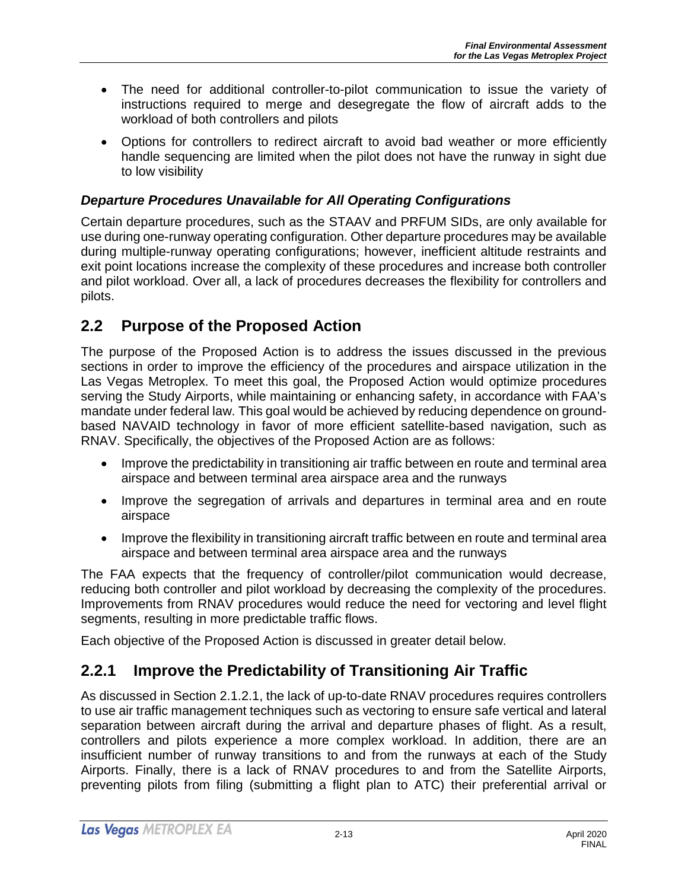- The need for additional controller-to-pilot communication to issue the variety of instructions required to merge and desegregate the flow of aircraft adds to the workload of both controllers and pilots
- Options for controllers to redirect aircraft to avoid bad weather or more efficiently handle sequencing are limited when the pilot does not have the runway in sight due to low visibility

***Departure Procedures Unavailable for All Operating Configurations***

Certain departure procedures, such as the STAAV and PRFUM SIDs, are only available for use during one-runway operating configuration. Other departure procedures may be available during multiple-runway operating configurations; however, inefficient altitude restraints and exit point locations increase the complexity of these procedures and increase both controller and pilot workload. Over all, a lack of procedures decreases the flexibility for controllers and pilots.

## 2.2 Purpose of the Proposed Action

The purpose of the Proposed Action is to address the issues discussed in the previous sections in order to improve the efficiency of the procedures and airspace utilization in the Las Vegas Metroplex. To meet this goal, the Proposed Action would optimize procedures serving the Study Airports, while maintaining or enhancing safety, in accordance with FAA's mandate under federal law. This goal would be achieved by reducing dependence on ground-based NAVAID technology in favor of more efficient satellite-based navigation, such as RNAV. Specifically, the objectives of the Proposed Action are as follows:

- Improve the predictability in transitioning air traffic between en route and terminal area airspace and between terminal area airspace area and the runways
- Improve the segregation of arrivals and departures in terminal area and en route airspace
- Improve the flexibility in transitioning aircraft traffic between en route and terminal area airspace and between terminal area airspace area and the runways

The FAA expects that the frequency of controller/pilot communication would decrease, reducing both controller and pilot workload by decreasing the complexity of the procedures. Improvements from RNAV procedures would reduce the need for vectoring and level flight segments, resulting in more predictable traffic flows.

Each objective of the Proposed Action is discussed in greater detail below.

### 2.2.1 Improve the Predictability of Transitioning Air Traffic

As discussed in Section 2.1.2.1, the lack of up-to-date RNAV procedures requires controllers to use air traffic management techniques such as vectoring to ensure safe vertical and lateral separation between aircraft during the arrival and departure phases of flight. As a result, controllers and pilots experience a more complex workload. In addition, there are an insufficient number of runway transitions to and from the runways at each of the Study Airports. Finally, there is a lack of RNAV procedures to and from the Satellite Airports, preventing pilots from filing (submitting a flight plan to ATC) their preferential arrival or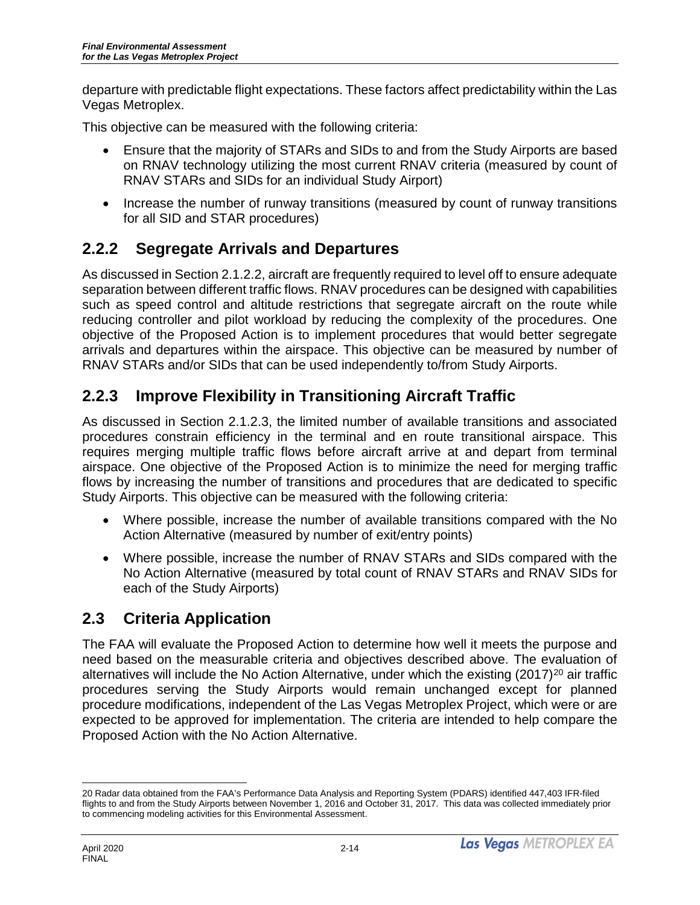departure with predictable flight expectations. These factors affect predictability within the Las Vegas Metroplex.

This objective can be measured with the following criteria:

- Ensure that the majority of STARs and SIDs to and from the Study Airports are based on RNAV technology utilizing the most current RNAV criteria (measured by count of RNAV STARs and SIDs for an individual Study Airport)
- Increase the number of runway transitions (measured by count of runway transitions for all SID and STAR procedures)

## 2.2.2 Segregate Arrivals and Departures

As discussed in Section 2.1.2.2, aircraft are frequently required to level off to ensure adequate separation between different traffic flows. RNAV procedures can be designed with capabilities such as speed control and altitude restrictions that segregate aircraft on the route while reducing controller and pilot workload by reducing the complexity of the procedures. One objective of the Proposed Action is to implement procedures that would better segregate arrivals and departures within the airspace. This objective can be measured by number of RNAV STARs and/or SIDs that can be used independently to/from Study Airports.

## 2.2.3 Improve Flexibility in Transitioning Aircraft Traffic

As discussed in Section 2.1.2.3, the limited number of available transitions and associated procedures constrain efficiency in the terminal and en route transitional airspace. This requires merging multiple traffic flows before aircraft arrive at and depart from terminal airspace. One objective of the Proposed Action is to minimize the need for merging traffic flows by increasing the number of transitions and procedures that are dedicated to specific Study Airports. This objective can be measured with the following criteria:

- Where possible, increase the number of available transitions compared with the No Action Alternative (measured by number of exit/entry points)
- Where possible, increase the number of RNAV STARs and SIDs compared with the No Action Alternative (measured by total count of RNAV STARs and RNAV SIDs for each of the Study Airports)

## 2.3 Criteria Application

The FAA will evaluate the Proposed Action to determine how well it meets the purpose and need based on the measurable criteria and objectives described above. The evaluation of alternatives will include the No Action Alternative, under which the existing (2017)[20] air traffic procedures serving the Study Airports would remain unchanged except for planned procedure modifications, independent of the Las Vegas Metroplex Project, which were or are expected to be approved for implementation. The criteria are intended to help compare the Proposed Action with the No Action Alternative.

---

20 Radar data obtained from the FAA's Performance Data Analysis and Reporting System (PDARS) identified 447,403 IFR-filed flights to and from the Study Airports between November 1, 2016 and October 31, 2017. This data was collected immediately prior to commencing modeling activities for this Environmental Assessment.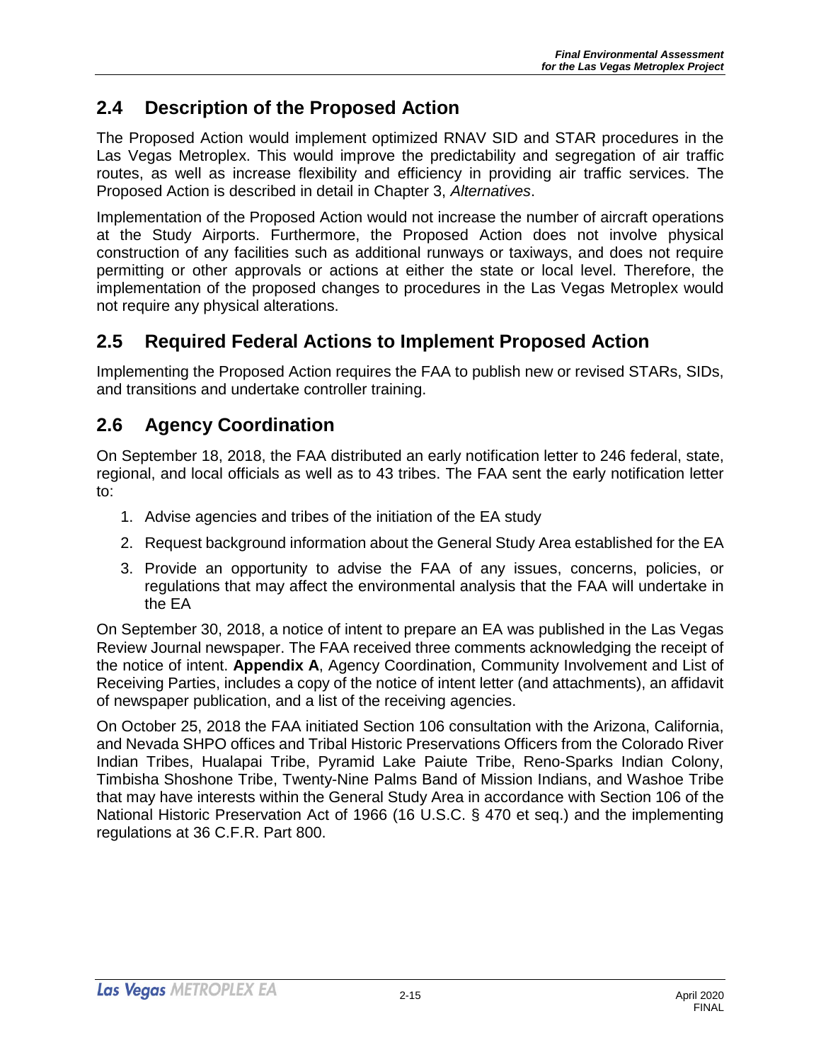## 2.4 Description of the Proposed Action

The Proposed Action would implement optimized RNAV SID and STAR procedures in the Las Vegas Metroplex. This would improve the predictability and segregation of air traffic routes, as well as increase flexibility and efficiency in providing air traffic services. The Proposed Action is described in detail in Chapter 3, *Alternatives*.

Implementation of the Proposed Action would not increase the number of aircraft operations at the Study Airports. Furthermore, the Proposed Action does not involve physical construction of any facilities such as additional runways or taxiways, and does not require permitting or other approvals or actions at either the state or local level. Therefore, the implementation of the proposed changes to procedures in the Las Vegas Metroplex would not require any physical alterations.

## 2.5 Required Federal Actions to Implement Proposed Action

Implementing the Proposed Action requires the FAA to publish new or revised STARs, SIDs, and transitions and undertake controller training.

## 2.6 Agency Coordination

On September 18, 2018, the FAA distributed an early notification letter to 246 federal, state, regional, and local officials as well as to 43 tribes. The FAA sent the early notification letter to:

1. Advise agencies and tribes of the initiation of the EA study
2. Request background information about the General Study Area established for the EA
3. Provide an opportunity to advise the FAA of any issues, concerns, policies, or regulations that may affect the environmental analysis that the FAA will undertake in the EA

On September 30, 2018, a notice of intent to prepare an EA was published in the Las Vegas Review Journal newspaper. The FAA received three comments acknowledging the receipt of the notice of intent. **Appendix A**, Agency Coordination, Community Involvement and List of Receiving Parties, includes a copy of the notice of intent letter (and attachments), an affidavit of newspaper publication, and a list of the receiving agencies.

On October 25, 2018 the FAA initiated Section 106 consultation with the Arizona, California, and Nevada SHPO offices and Tribal Historic Preservations Officers from the Colorado River Indian Tribes, Hualapai Tribe, Pyramid Lake Paiute Tribe, Reno-Sparks Indian Colony, Timbisha Shoshone Tribe, Twenty-Nine Palms Band of Mission Indians, and Washoe Tribe that may have interests within the General Study Area in accordance with Section 106 of the National Historic Preservation Act of 1966 (16 U.S.C. § 470 et seq.) and the implementing regulations at 36 C.F.R. Part 800.